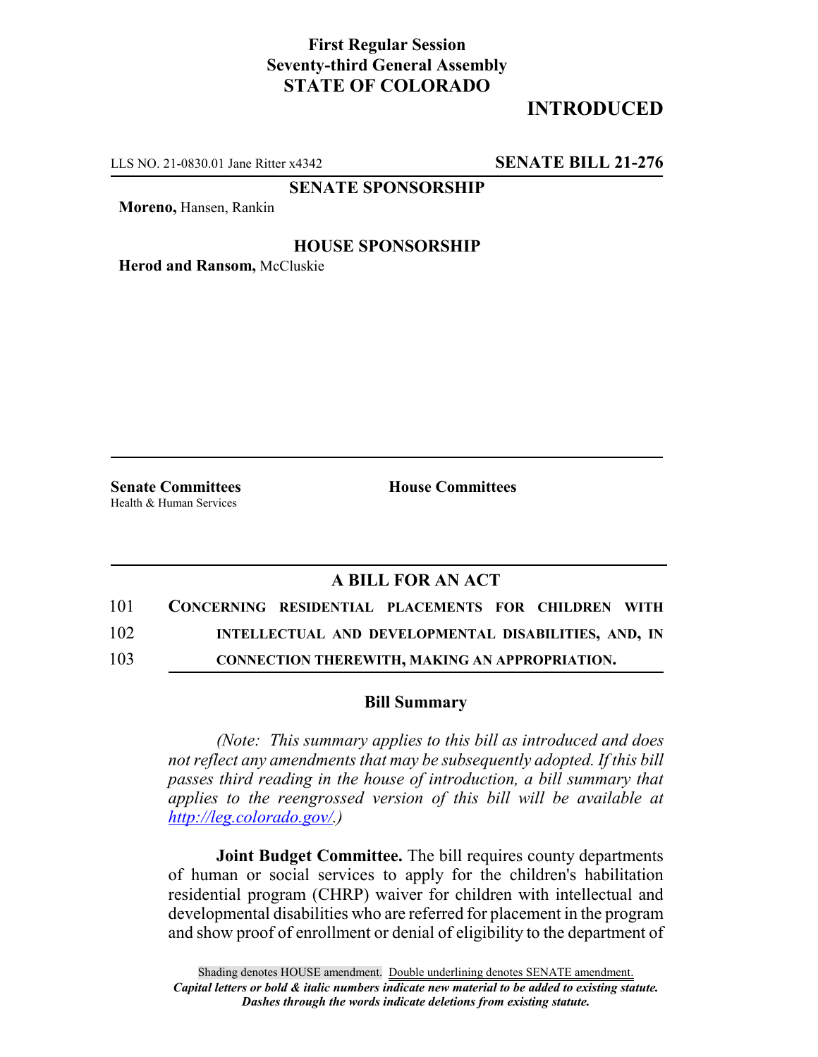**First Regular Session**
**Seventy-third General Assembly**
**STATE OF COLORADO**

# INTRODUCED

LLS NO. 21-0830.01 Jane Ritter x4342 **SENATE BILL 21-276**

**SENATE SPONSORSHIP**

**Moreno,** Hansen, Rankin

**HOUSE SPONSORSHIP**

**Herod and Ransom,** McCluskie

**Senate Committees**
Health & Human Services

**House Committees**

## A BILL FOR AN ACT

101 **CONCERNING RESIDENTIAL PLACEMENTS FOR CHILDREN WITH**
102 **INTELLECTUAL AND DEVELOPMENTAL DISABILITIES, AND, IN**
103 **CONNECTION THEREWITH, MAKING AN APPROPRIATION.**

### Bill Summary

*(Note: This summary applies to this bill as introduced and does not reflect any amendments that may be subsequently adopted. If this bill passes third reading in the house of introduction, a bill summary that applies to the reengrossed version of this bill will be available at http://leg.colorado.gov/.)*

**Joint Budget Committee.** The bill requires county departments of human or social services to apply for the children's habilitation residential program (CHRP) waiver for children with intellectual and developmental disabilities who are referred for placement in the program and show proof of enrollment or denial of eligibility to the department of

Shading denotes HOUSE amendment. Double underlining denotes SENATE amendment.
*Capital letters or bold & italic numbers indicate new material to be added to existing statute.*
*Dashes through the words indicate deletions from existing statute.*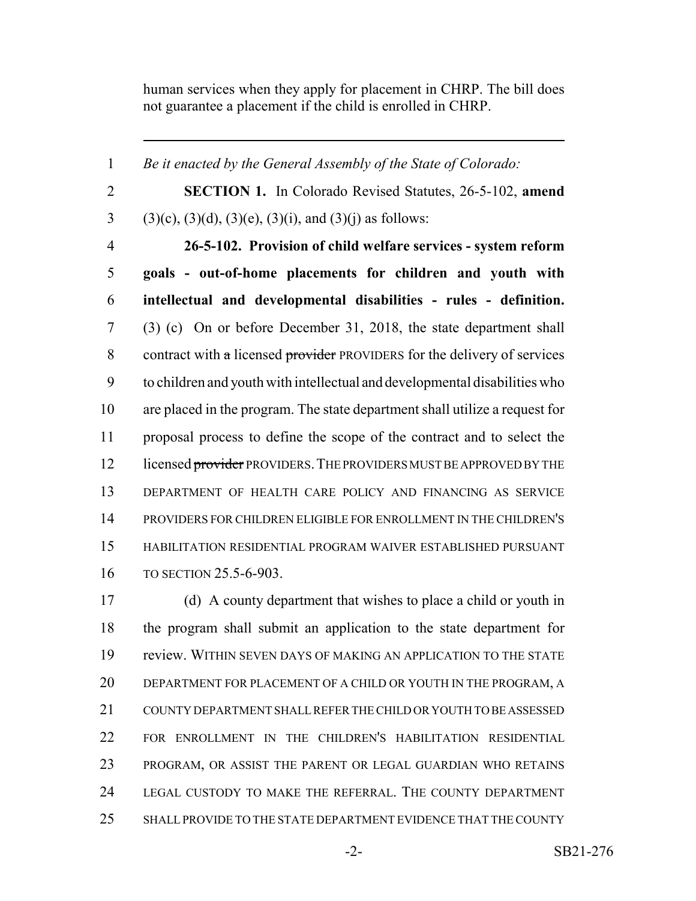human services when they apply for placement in CHRP. The bill does not guarantee a placement if the child is enrolled in CHRP.

---

1 *Be it enacted by the General Assembly of the State of Colorado:*

2 **SECTION 1.** In Colorado Revised Statutes, 26-5-102, **amend**
3 (3)(c), (3)(d), (3)(e), (3)(i), and (3)(j) as follows:

4 **26-5-102. Provision of child welfare services - system reform**
5 **goals - out-of-home placements for children and youth with**
6 **intellectual and developmental disabilities - rules - definition.**
7 (3) (c) On or before December 31, 2018, the state department shall
8 contract with ~~a~~ licensed ~~provider~~ PROVIDERS for the delivery of services
9 to children and youth with intellectual and developmental disabilities who
10 are placed in the program. The state department shall utilize a request for
11 proposal process to define the scope of the contract and to select the
12 licensed ~~provider~~ PROVIDERS. THE PROVIDERS MUST BE APPROVED BY THE
13 DEPARTMENT OF HEALTH CARE POLICY AND FINANCING AS SERVICE
14 PROVIDERS FOR CHILDREN ELIGIBLE FOR ENROLLMENT IN THE CHILDREN'S
15 HABILITATION RESIDENTIAL PROGRAM WAIVER ESTABLISHED PURSUANT
16 TO SECTION 25.5-6-903.

17 (d) A county department that wishes to place a child or youth in
18 the program shall submit an application to the state department for
19 review. WITHIN SEVEN DAYS OF MAKING AN APPLICATION TO THE STATE
20 DEPARTMENT FOR PLACEMENT OF A CHILD OR YOUTH IN THE PROGRAM, A
21 COUNTY DEPARTMENT SHALL REFER THE CHILD OR YOUTH TO BE ASSESSED
22 FOR ENROLLMENT IN THE CHILDREN'S HABILITATION RESIDENTIAL
23 PROGRAM, OR ASSIST THE PARENT OR LEGAL GUARDIAN WHO RETAINS
24 LEGAL CUSTODY TO MAKE THE REFERRAL. THE COUNTY DEPARTMENT
25 SHALL PROVIDE TO THE STATE DEPARTMENT EVIDENCE THAT THE COUNTY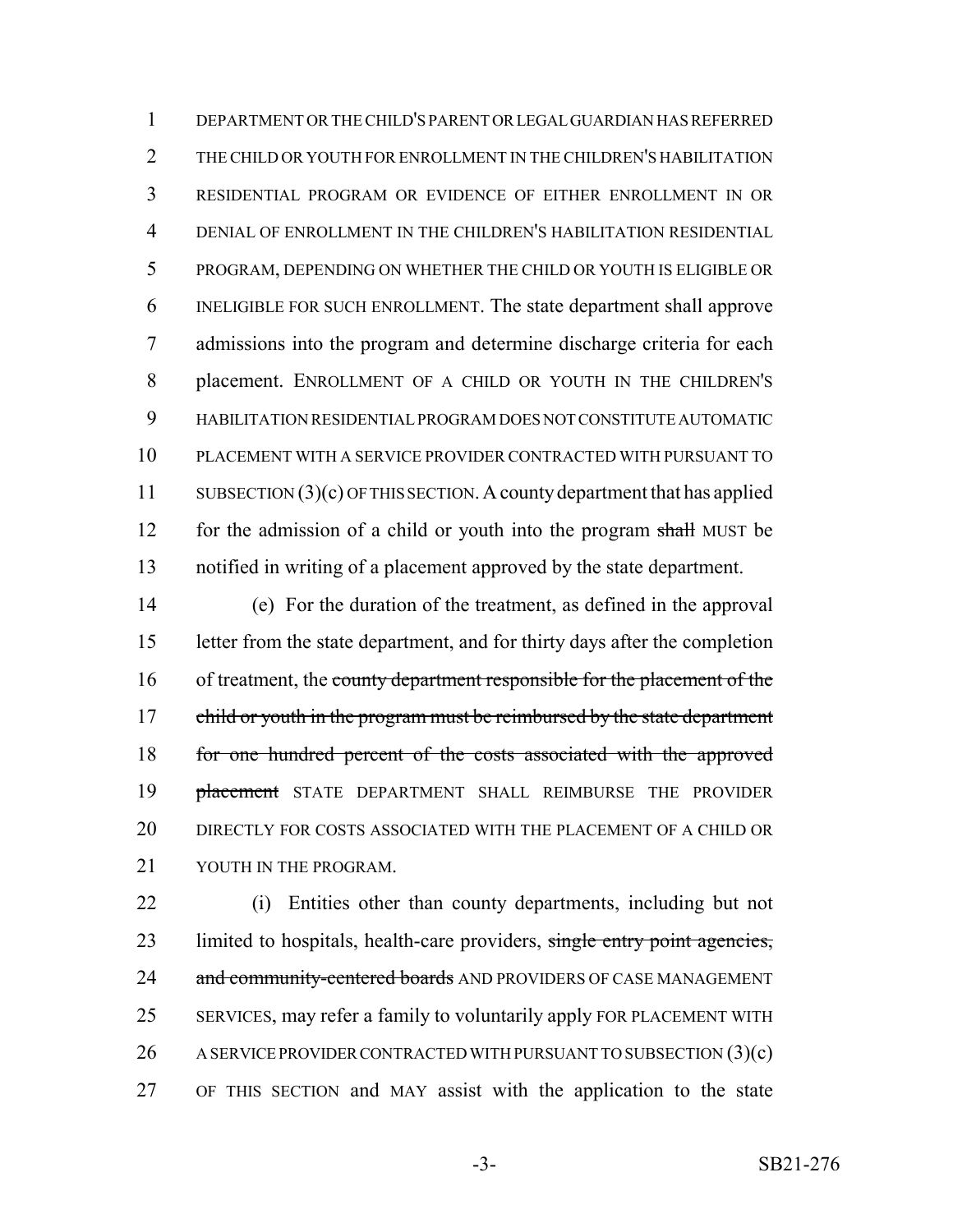DEPARTMENT OR THE CHILD'S PARENT OR LEGAL GUARDIAN HAS REFERRED THE CHILD OR YOUTH FOR ENROLLMENT IN THE CHILDREN'S HABILITATION RESIDENTIAL PROGRAM OR EVIDENCE OF EITHER ENROLLMENT IN OR DENIAL OF ENROLLMENT IN THE CHILDREN'S HABILITATION RESIDENTIAL PROGRAM, DEPENDING ON WHETHER THE CHILD OR YOUTH IS ELIGIBLE OR INELIGIBLE FOR SUCH ENROLLMENT. The state department shall approve admissions into the program and determine discharge criteria for each placement. ENROLLMENT OF A CHILD OR YOUTH IN THE CHILDREN'S HABILITATION RESIDENTIAL PROGRAM DOES NOT CONSTITUTE AUTOMATIC PLACEMENT WITH A SERVICE PROVIDER CONTRACTED WITH PURSUANT TO SUBSECTION (3)(c) OF THIS SECTION. A county department that has applied for the admission of a child or youth into the program ~~shall~~ MUST be notified in writing of a placement approved by the state department.

(e) For the duration of the treatment, as defined in the approval letter from the state department, and for thirty days after the completion of treatment, the ~~county department responsible for the placement of the child or youth in the program must be reimbursed by the state department for one hundred percent of the costs associated with the approved placement~~ STATE DEPARTMENT SHALL REIMBURSE THE PROVIDER DIRECTLY FOR COSTS ASSOCIATED WITH THE PLACEMENT OF A CHILD OR YOUTH IN THE PROGRAM.

(i) Entities other than county departments, including but not limited to hospitals, health-care providers, ~~single entry point agencies, and community-centered boards~~ AND PROVIDERS OF CASE MANAGEMENT SERVICES, may refer a family to voluntarily apply FOR PLACEMENT WITH A SERVICE PROVIDER CONTRACTED WITH PURSUANT TO SUBSECTION (3)(c) OF THIS SECTION and MAY assist with the application to the state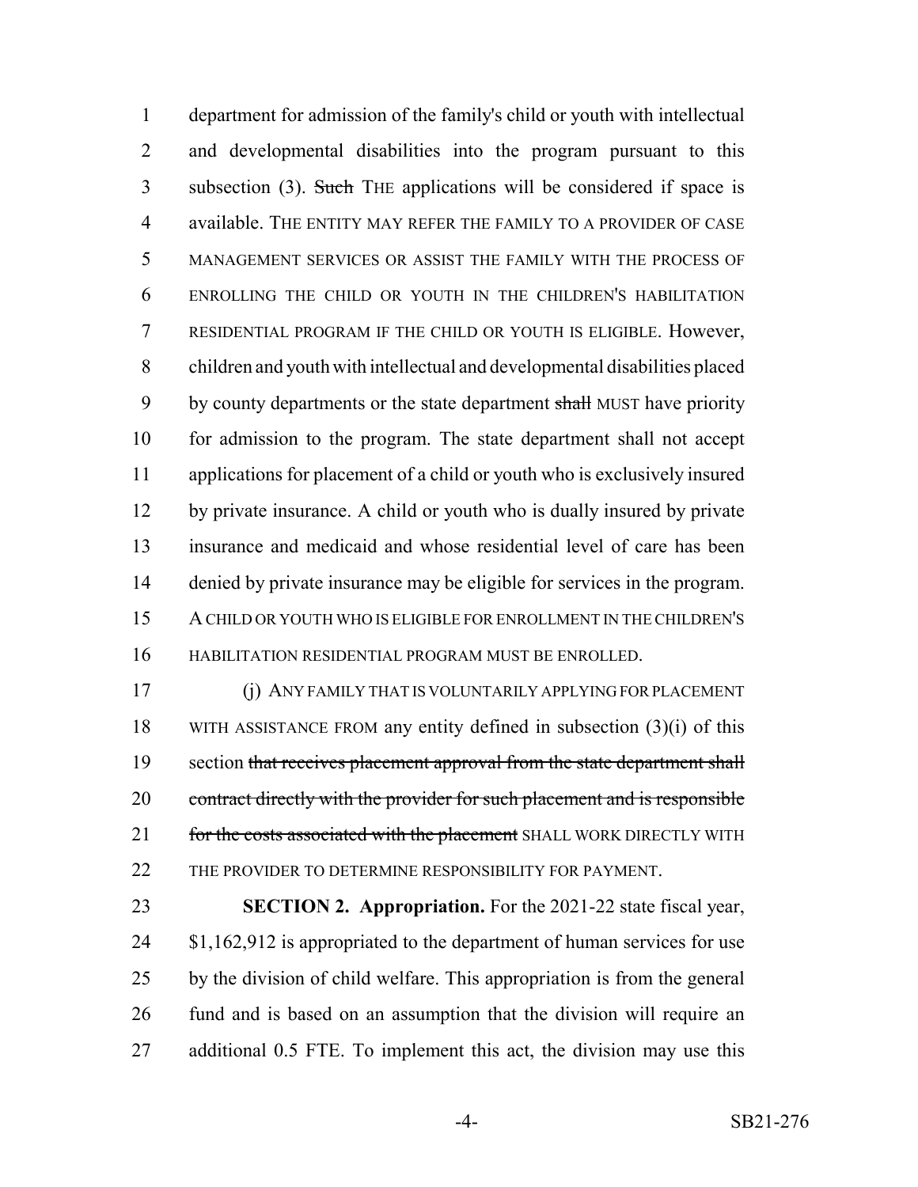department for admission of the family's child or youth with intellectual and developmental disabilities into the program pursuant to this subsection (3). ~~Such~~ THE applications will be considered if space is available. THE ENTITY MAY REFER THE FAMILY TO A PROVIDER OF CASE MANAGEMENT SERVICES OR ASSIST THE FAMILY WITH THE PROCESS OF ENROLLING THE CHILD OR YOUTH IN THE CHILDREN'S HABILITATION RESIDENTIAL PROGRAM IF THE CHILD OR YOUTH IS ELIGIBLE. However, children and youth with intellectual and developmental disabilities placed by county departments or the state department ~~shall~~ MUST have priority for admission to the program. The state department shall not accept applications for placement of a child or youth who is exclusively insured by private insurance. A child or youth who is dually insured by private insurance and medicaid and whose residential level of care has been denied by private insurance may be eligible for services in the program. A CHILD OR YOUTH WHO IS ELIGIBLE FOR ENROLLMENT IN THE CHILDREN'S HABILITATION RESIDENTIAL PROGRAM MUST BE ENROLLED.

(j) ANY FAMILY THAT IS VOLUNTARILY APPLYING FOR PLACEMENT WITH ASSISTANCE FROM any entity defined in subsection (3)(i) of this section ~~that receives placement approval from the state department shall contract directly with the provider for such placement and is responsible for the costs associated with the placement~~ SHALL WORK DIRECTLY WITH THE PROVIDER TO DETERMINE RESPONSIBILITY FOR PAYMENT.

**SECTION 2. Appropriation.** For the 2021-22 state fiscal year, $1,162,912 is appropriated to the department of human services for use by the division of child welfare. This appropriation is from the general fund and is based on an assumption that the division will require an additional 0.5 FTE. To implement this act, the division may use this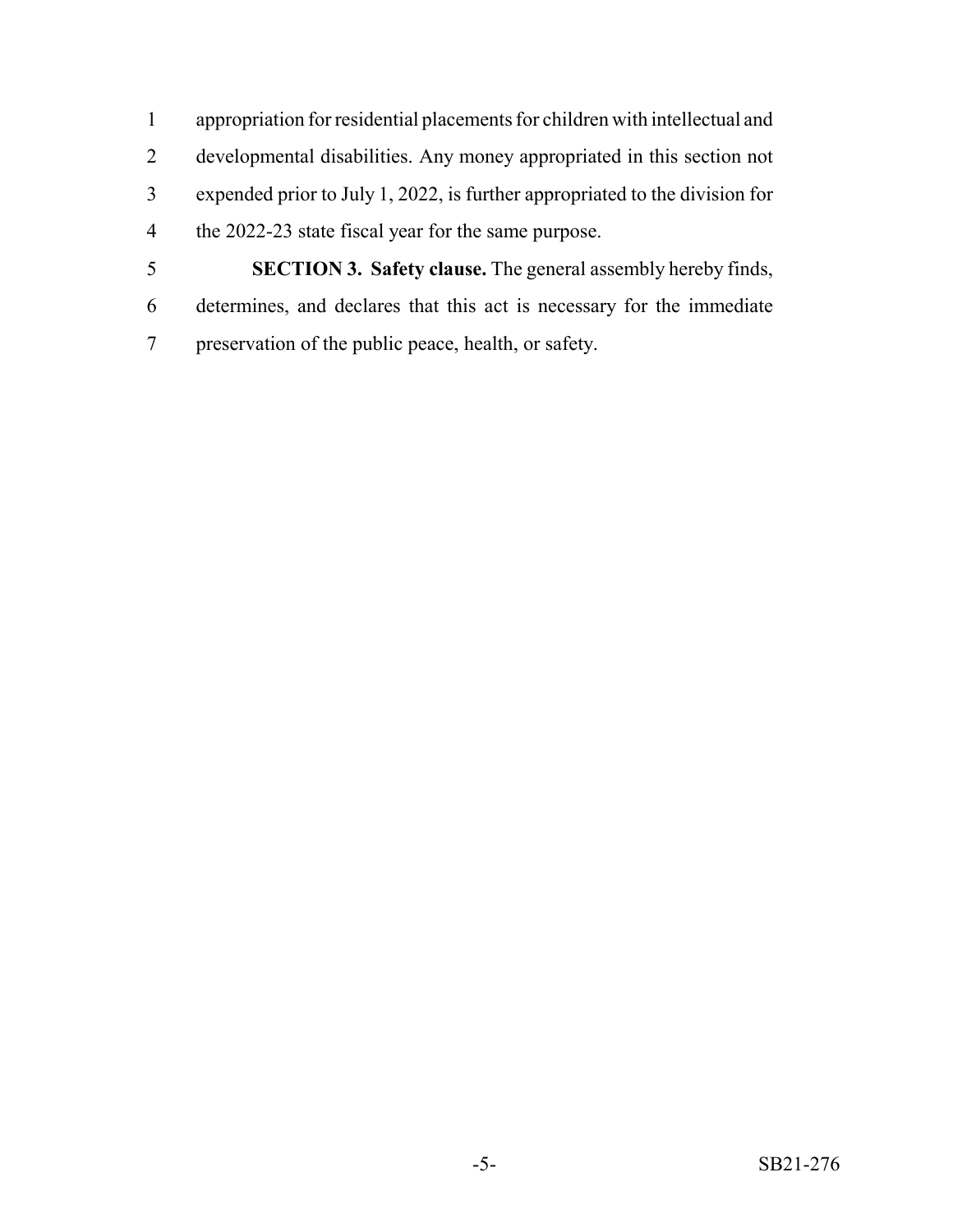appropriation for residential placements for children with intellectual and developmental disabilities. Any money appropriated in this section not expended prior to July 1, 2022, is further appropriated to the division for the 2022-23 state fiscal year for the same purpose.

**SECTION 3. Safety clause.** The general assembly hereby finds, determines, and declares that this act is necessary for the immediate preservation of the public peace, health, or safety.